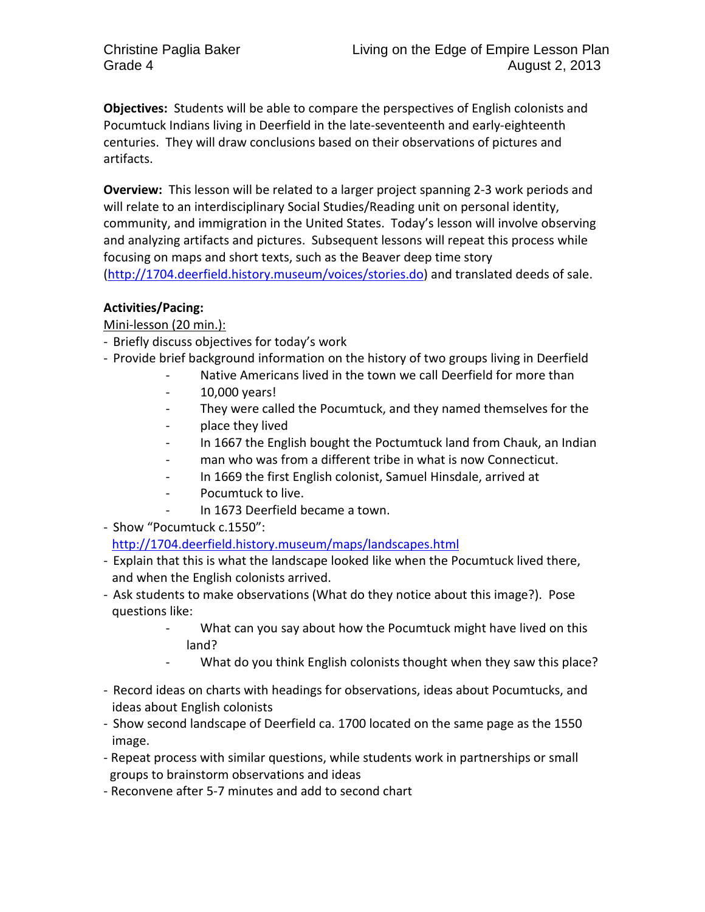Christine Paglia Baker
Grade 4

Living on the Edge of Empire Lesson Plan
August 2, 2013

**Objectives:** Students will be able to compare the perspectives of English colonists and Pocumtuck Indians living in Deerfield in the late-seventeenth and early-eighteenth centuries. They will draw conclusions based on their observations of pictures and artifacts.

**Overview:** This lesson will be related to a larger project spanning 2-3 work periods and will relate to an interdisciplinary Social Studies/Reading unit on personal identity, community, and immigration in the United States. Today's lesson will involve observing and analyzing artifacts and pictures. Subsequent lessons will repeat this process while focusing on maps and short texts, such as the Beaver deep time story (http://1704.deerfield.history.museum/voices/stories.do) and translated deeds of sale.

**Activities/Pacing:**

Mini-lesson (20 min.):

- Briefly discuss objectives for today's work
- Provide brief background information on the history of two groups living in Deerfield
  - Native Americans lived in the town we call Deerfield for more than
  - 10,000 years!
  - They were called the Pocumtuck, and they named themselves for the
  - place they lived
  - In 1667 the English bought the Poctumtuck land from Chauk, an Indian
  - man who was from a different tribe in what is now Connecticut.
  - In 1669 the first English colonist, Samuel Hinsdale, arrived at
  - Pocumtuck to live.
  - In 1673 Deerfield became a town.
- Show "Pocumtuck c.1550": http://1704.deerfield.history.museum/maps/landscapes.html
- Explain that this is what the landscape looked like when the Pocumtuck lived there, and when the English colonists arrived.
- Ask students to make observations (What do they notice about this image?). Pose questions like:
  - What can you say about how the Pocumtuck might have lived on this land?
  - What do you think English colonists thought when they saw this place?
- Record ideas on charts with headings for observations, ideas about Pocumtucks, and ideas about English colonists
- Show second landscape of Deerfield ca. 1700 located on the same page as the 1550 image.
- Repeat process with similar questions, while students work in partnerships or small groups to brainstorm observations and ideas
- Reconvene after 5-7 minutes and add to second chart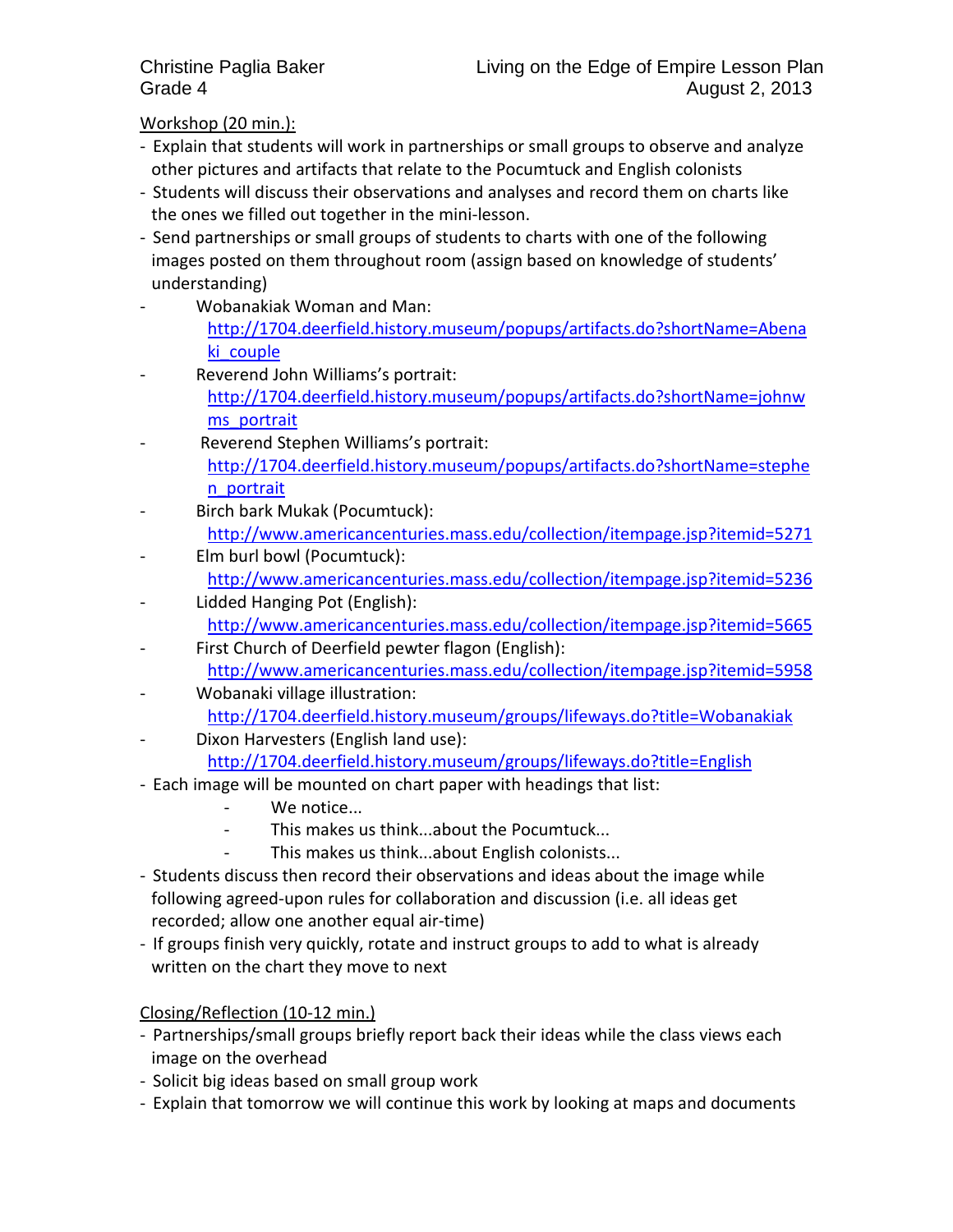Workshop (20 min.):

- Explain that students will work in partnerships or small groups to observe and analyze other pictures and artifacts that relate to the Pocumtuck and English colonists
- Students will discuss their observations and analyses and record them on charts like the ones we filled out together in the mini-lesson.
- Send partnerships or small groups of students to charts with one of the following images posted on them throughout room (assign based on knowledge of students' understanding)
  - Wobanakiak Woman and Man: http://1704.deerfield.history.museum/popups/artifacts.do?shortName=Abenaki_couple
  - Reverend John Williams's portrait: http://1704.deerfield.history.museum/popups/artifacts.do?shortName=johnwms_portrait
  - Reverend Stephen Williams's portrait: http://1704.deerfield.history.museum/popups/artifacts.do?shortName=stephen_portrait
  - Birch bark Mukak (Pocumtuck): http://www.americancenturies.mass.edu/collection/itempage.jsp?itemid=5271
  - Elm burl bowl (Pocumtuck): http://www.americancenturies.mass.edu/collection/itempage.jsp?itemid=5236
  - Lidded Hanging Pot (English): http://www.americancenturies.mass.edu/collection/itempage.jsp?itemid=5665
  - First Church of Deerfield pewter flagon (English): http://www.americancenturies.mass.edu/collection/itempage.jsp?itemid=5958
  - Wobanaki village illustration: http://1704.deerfield.history.museum/groups/lifeways.do?title=Wobanakiak
  - Dixon Harvesters (English land use): http://1704.deerfield.history.museum/groups/lifeways.do?title=English
- Each image will be mounted on chart paper with headings that list:
  - We notice...
  - This makes us think...about the Pocumtuck...
  - This makes us think...about English colonists...
- Students discuss then record their observations and ideas about the image while following agreed-upon rules for collaboration and discussion (i.e. all ideas get recorded; allow one another equal air-time)
- If groups finish very quickly, rotate and instruct groups to add to what is already written on the chart they move to next

Closing/Reflection (10-12 min.)

- Partnerships/small groups briefly report back their ideas while the class views each image on the overhead
- Solicit big ideas based on small group work
- Explain that tomorrow we will continue this work by looking at maps and documents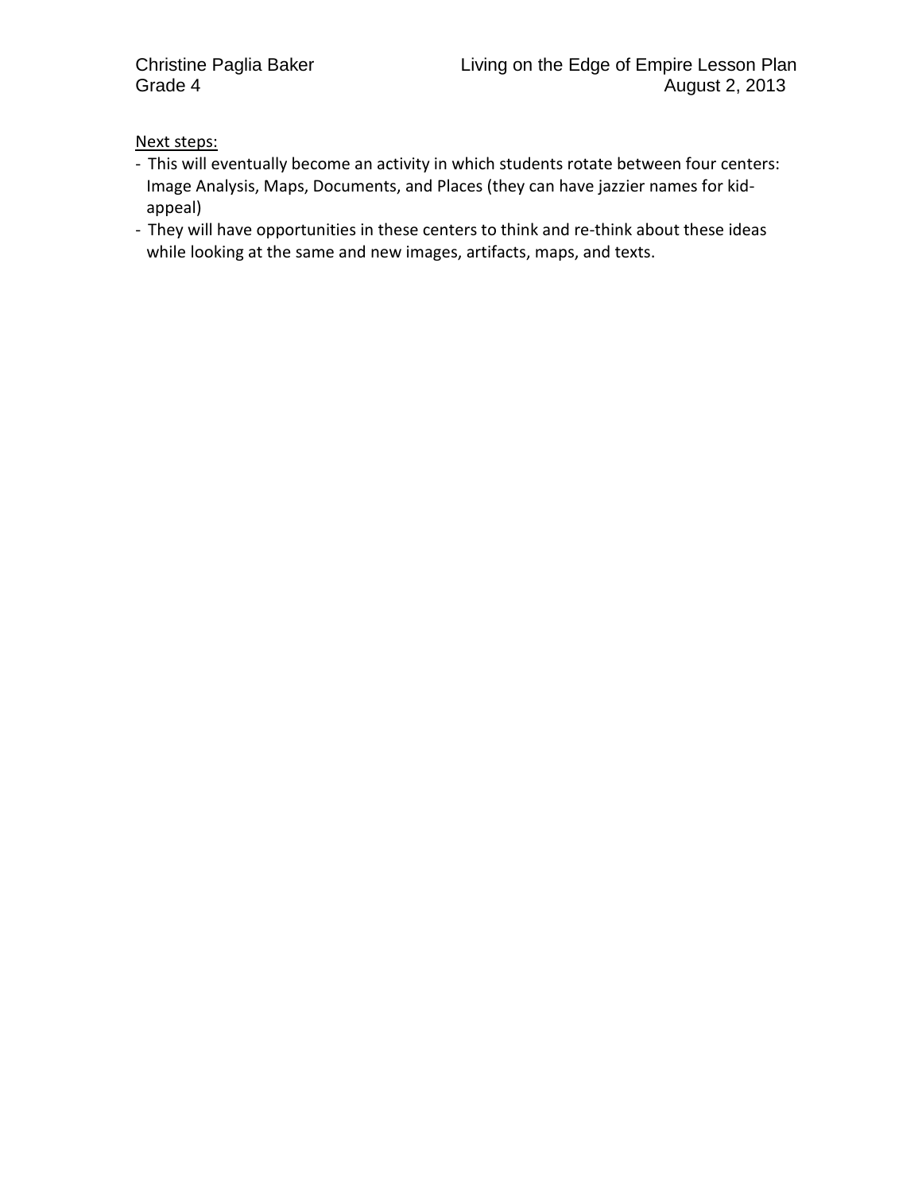Next steps:

- This will eventually become an activity in which students rotate between four centers: Image Analysis, Maps, Documents, and Places (they can have jazzier names for kid-appeal)
- They will have opportunities in these centers to think and re-think about these ideas while looking at the same and new images, artifacts, maps, and texts.